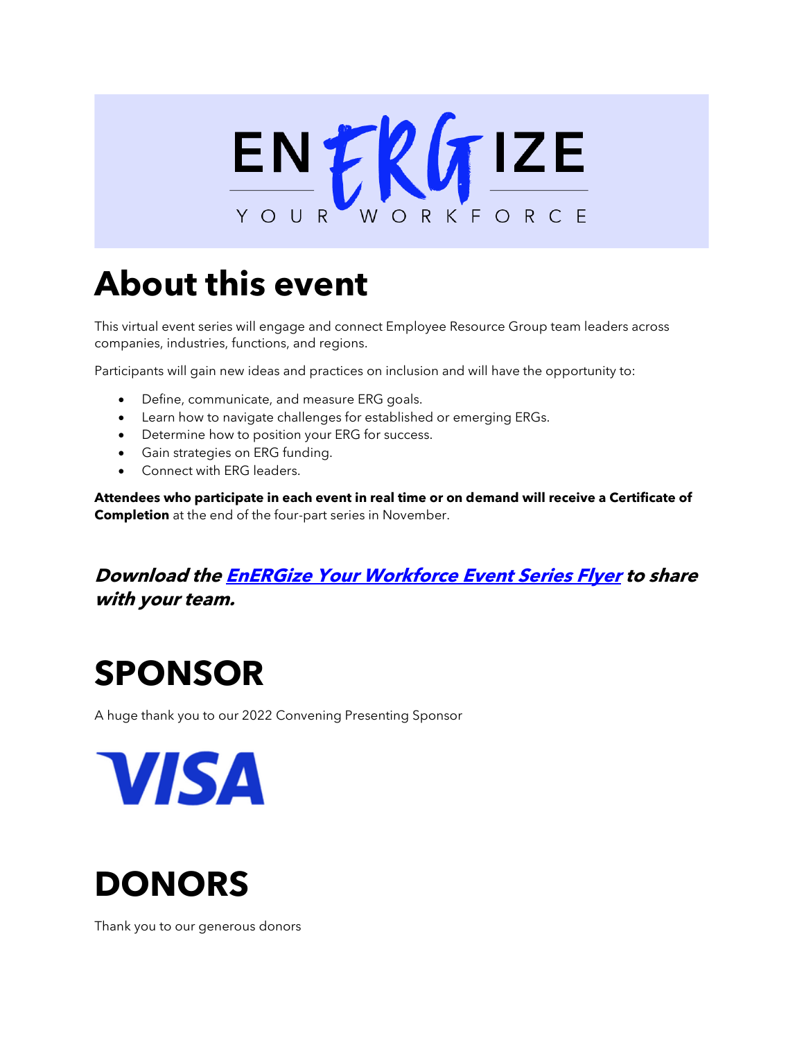# EnERGize Your Workforce

# About this event

This virtual event series will engage and connect Employee Resource Group team leaders across companies, industries, functions, and regions.

Participants will gain new ideas and practices on inclusion and will have the opportunity to:

- Define, communicate, and measure ERG goals.
- Learn how to navigate challenges for established or emerging ERGs.
- Determine how to position your ERG for success.
- Gain strategies on ERG funding.
- Connect with ERG leaders.

**Attendees who participate in each event in real time or on demand will receive a Certificate of Completion** at the end of the four-part series in November.

***Download the EnERGize Your Workforce Event Series Flyer to share with your team.***

# SPONSOR

A huge thank you to our 2022 Convening Presenting Sponsor

VISA

# DONORS

Thank you to our generous donors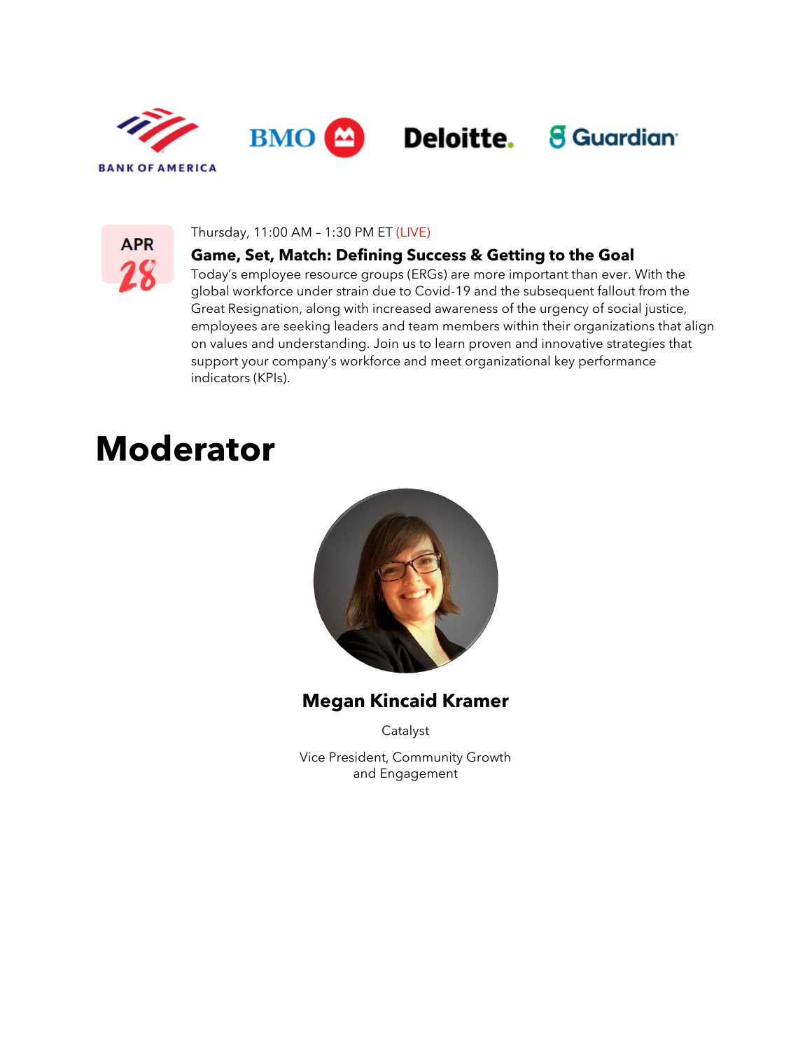BANK OF AMERICA BMO Deloitte. Guardian

APR 28

Thursday, 11:00 AM – 1:30 PM ET (LIVE)

**Game, Set, Match: Defining Success & Getting to the Goal**

Today's employee resource groups (ERGs) are more important than ever. With the global workforce under strain due to Covid-19 and the subsequent fallout from the Great Resignation, along with increased awareness of the urgency of social justice, employees are seeking leaders and team members within their organizations that align on values and understanding. Join us to learn proven and innovative strategies that support your company's workforce and meet organizational key performance indicators (KPIs).

# Moderator

**Megan Kincaid Kramer**

Catalyst

Vice President, Community Growth and Engagement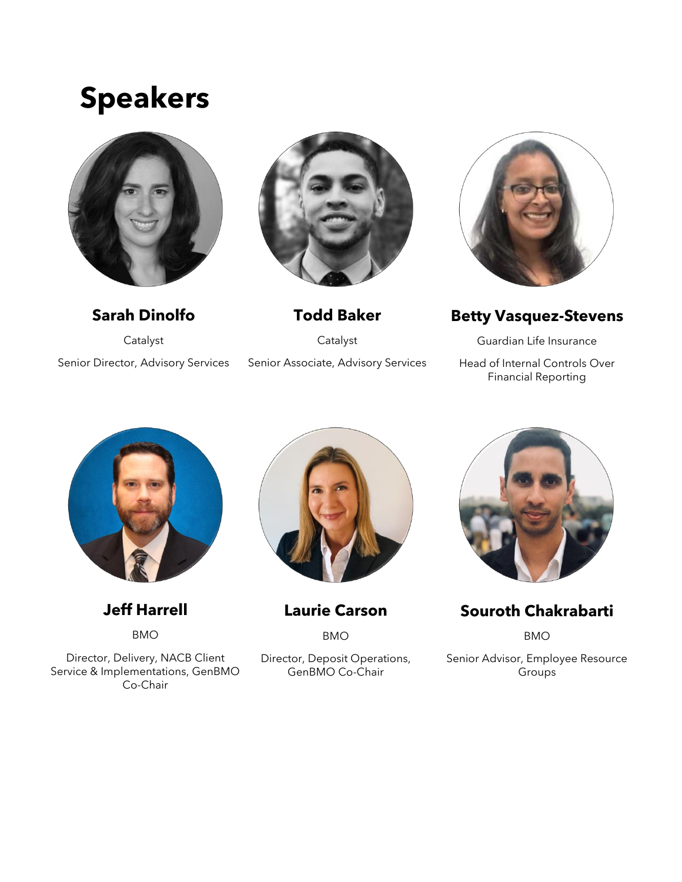# Speakers

**Sarah Dinolfo**

Catalyst

Senior Director, Advisory Services

**Todd Baker**

Catalyst

Senior Associate, Advisory Services

**Betty Vasquez-Stevens**

Guardian Life Insurance

Head of Internal Controls Over Financial Reporting

**Jeff Harrell**

BMO

Director, Delivery, NACB Client Service & Implementations, GenBMO Co-Chair

**Laurie Carson**

BMO

Director, Deposit Operations, GenBMO Co-Chair

**Souroth Chakrabarti**

BMO

Senior Advisor, Employee Resource Groups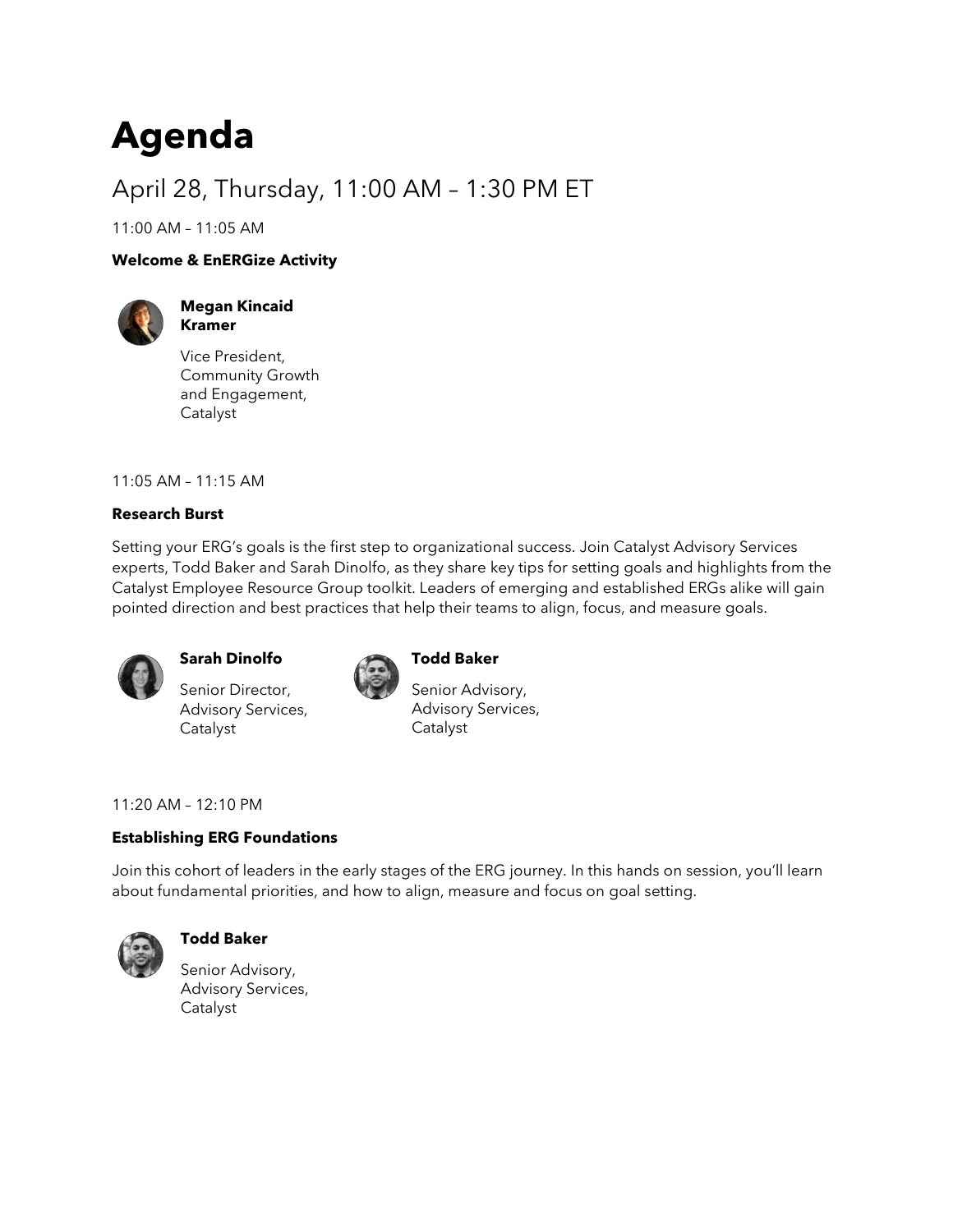# Agenda

## April 28, Thursday, 11:00 AM – 1:30 PM ET

11:00 AM – 11:05 AM

**Welcome & EnERGize Activity**

**Megan Kincaid Kramer**

Vice President, Community Growth and Engagement, Catalyst

11:05 AM – 11:15 AM

**Research Burst**

Setting your ERG's goals is the first step to organizational success. Join Catalyst Advisory Services experts, Todd Baker and Sarah Dinolfo, as they share key tips for setting goals and highlights from the Catalyst Employee Resource Group toolkit. Leaders of emerging and established ERGs alike will gain pointed direction and best practices that help their teams to align, focus, and measure goals.

**Sarah Dinolfo**

Senior Director, Advisory Services, Catalyst

**Todd Baker**

Senior Advisory, Advisory Services, Catalyst

11:20 AM – 12:10 PM

**Establishing ERG Foundations**

Join this cohort of leaders in the early stages of the ERG journey. In this hands on session, you'll learn about fundamental priorities, and how to align, measure and focus on goal setting.

**Todd Baker**

Senior Advisory, Advisory Services, Catalyst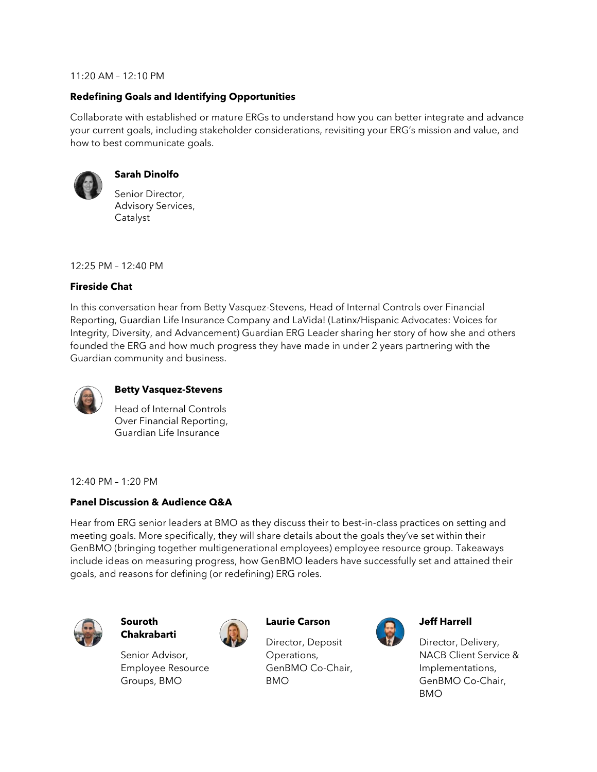11:20 AM – 12:10 PM

**Redefining Goals and Identifying Opportunities**

Collaborate with established or mature ERGs to understand how you can better integrate and advance your current goals, including stakeholder considerations, revisiting your ERG's mission and value, and how to best communicate goals.

**Sarah Dinolfo**

Senior Director,
Advisory Services,
Catalyst

12:25 PM – 12:40 PM

**Fireside Chat**

In this conversation hear from Betty Vasquez-Stevens, Head of Internal Controls over Financial Reporting, Guardian Life Insurance Company and LaVida! (Latinx/Hispanic Advocates: Voices for Integrity, Diversity, and Advancement) Guardian ERG Leader sharing her story of how she and others founded the ERG and how much progress they have made in under 2 years partnering with the Guardian community and business.

**Betty Vasquez-Stevens**

Head of Internal Controls
Over Financial Reporting,
Guardian Life Insurance

12:40 PM – 1:20 PM

**Panel Discussion & Audience Q&A**

Hear from ERG senior leaders at BMO as they discuss their to best-in-class practices on setting and meeting goals. More specifically, they will share details about the goals they've set within their GenBMO (bringing together multigenerational employees) employee resource group. Takeaways include ideas on measuring progress, how GenBMO leaders have successfully set and attained their goals, and reasons for defining (or redefining) ERG roles.

**Souroth Chakrabarti**

Senior Advisor,
Employee Resource
Groups, BMO

**Laurie Carson**

Director, Deposit
Operations,
GenBMO Co-Chair,
BMO

**Jeff Harrell**

Director, Delivery,
NACB Client Service &
Implementations,
GenBMO Co-Chair,
BMO